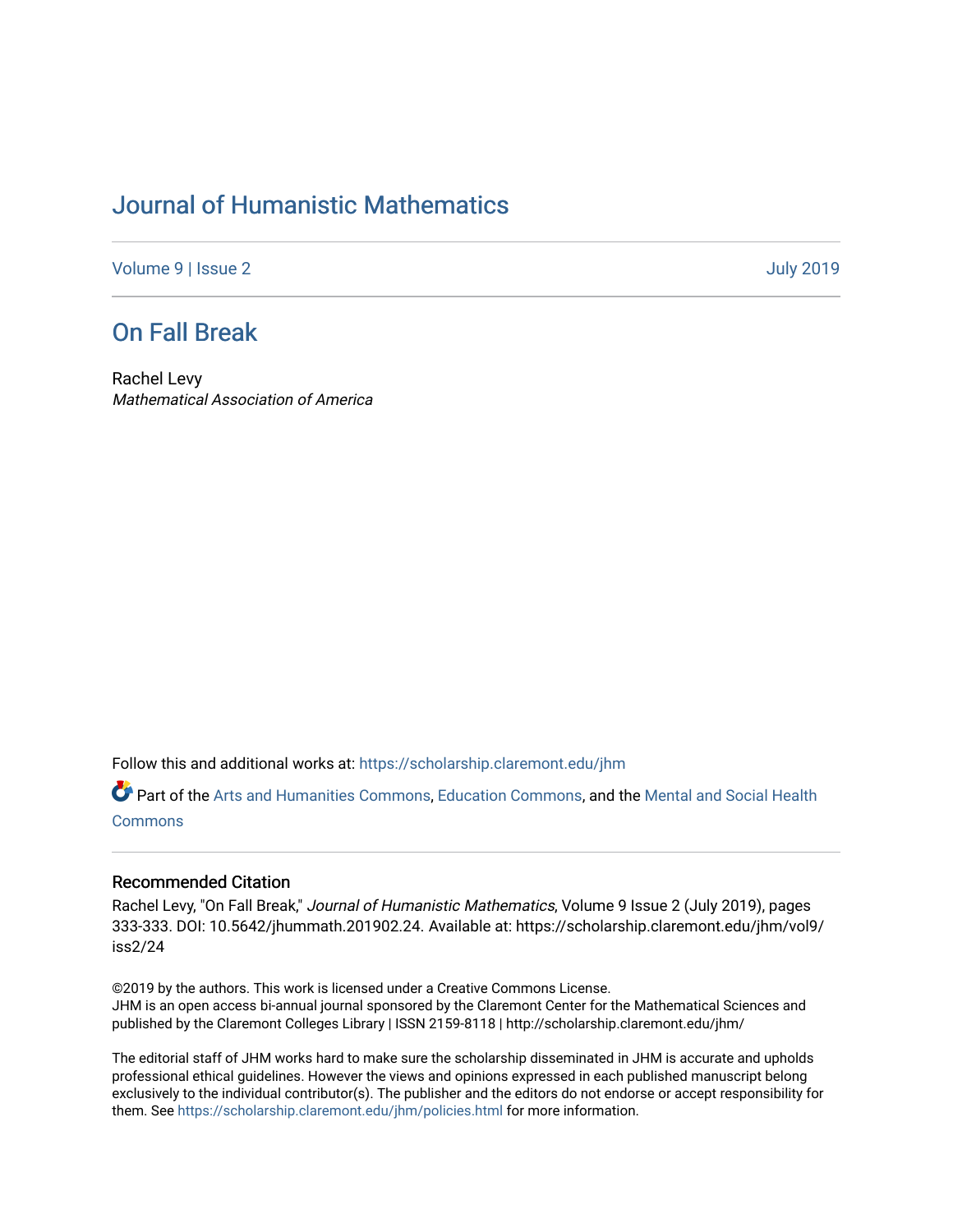# Journal of Humanistic Mathematics

Volume 9 | Issue 2 July 2019

## On Fall Break

Rachel Levy
*Mathematical Association of America*

Follow this and additional works at: https://scholarship.claremont.edu/jhm

Part of the Arts and Humanities Commons, Education Commons, and the Mental and Social Health Commons

### Recommended Citation

Rachel Levy, "On Fall Break," *Journal of Humanistic Mathematics*, Volume 9 Issue 2 (July 2019), pages 333-333. DOI: 10.5642/jhummath.201902.24. Available at: https://scholarship.claremont.edu/jhm/vol9/iss2/24

©2019 by the authors. This work is licensed under a Creative Commons License.
JHM is an open access bi-annual journal sponsored by the Claremont Center for the Mathematical Sciences and published by the Claremont Colleges Library | ISSN 2159-8118 | http://scholarship.claremont.edu/jhm/

The editorial staff of JHM works hard to make sure the scholarship disseminated in JHM is accurate and upholds professional ethical guidelines. However the views and opinions expressed in each published manuscript belong exclusively to the individual contributor(s). The publisher and the editors do not endorse or accept responsibility for them. See https://scholarship.claremont.edu/jhm/policies.html for more information.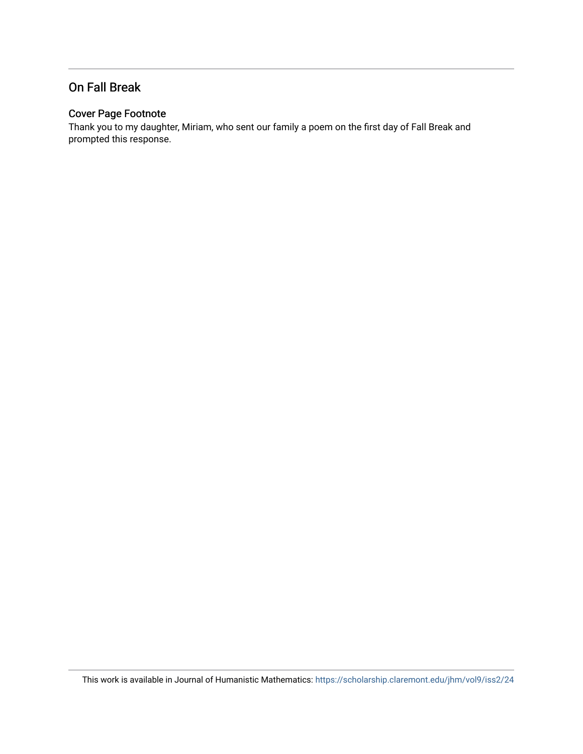## On Fall Break

### Cover Page Footnote

Thank you to my daughter, Miriam, who sent our family a poem on the first day of Fall Break and prompted this response.

This work is available in Journal of Humanistic Mathematics: https://scholarship.claremont.edu/jhm/vol9/iss2/24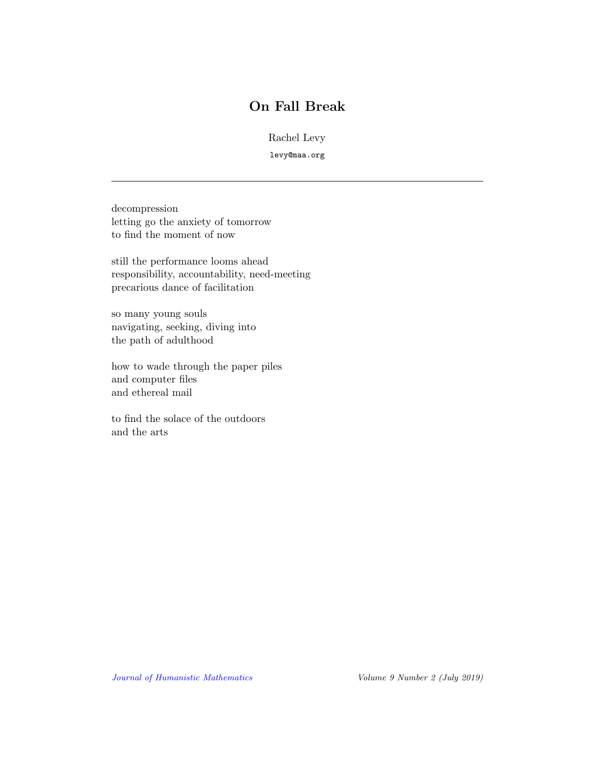# On Fall Break

Rachel Levy

levy@maa.org

---

decompression  
letting go the anxiety of tomorrow  
to find the moment of now

still the performance looms ahead  
responsibility, accountability, need-meeting  
precarious dance of facilitation

so many young souls  
navigating, seeking, diving into  
the path of adulthood

how to wade through the paper piles  
and computer files  
and ethereal mail

to find the solace of the outdoors  
and the arts